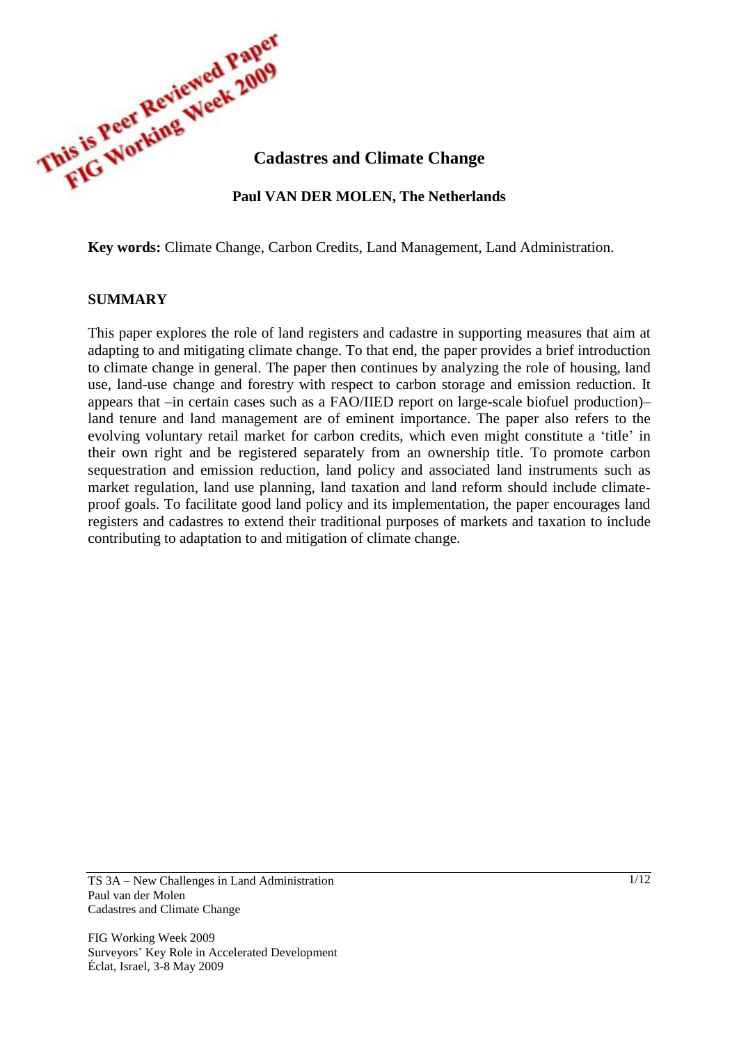This is Peer Reviewed Paper
FIG Working Week 2009

# Cadastres and Climate Change

**Paul VAN DER MOLEN, The Netherlands**

**Key words:** Climate Change, Carbon Credits, Land Management, Land Administration.

## SUMMARY

This paper explores the role of land registers and cadastre in supporting measures that aim at adapting to and mitigating climate change. To that end, the paper provides a brief introduction to climate change in general. The paper then continues by analyzing the role of housing, land use, land-use change and forestry with respect to carbon storage and emission reduction. It appears that –in certain cases such as a FAO/IIED report on large-scale biofuel production)– land tenure and land management are of eminent importance. The paper also refers to the evolving voluntary retail market for carbon credits, which even might constitute a 'title' in their own right and be registered separately from an ownership title. To promote carbon sequestration and emission reduction, land policy and associated land instruments such as market regulation, land use planning, land taxation and land reform should include climate-proof goals. To facilitate good land policy and its implementation, the paper encourages land registers and cadastres to extend their traditional purposes of markets and taxation to include contributing to adaptation to and mitigation of climate change.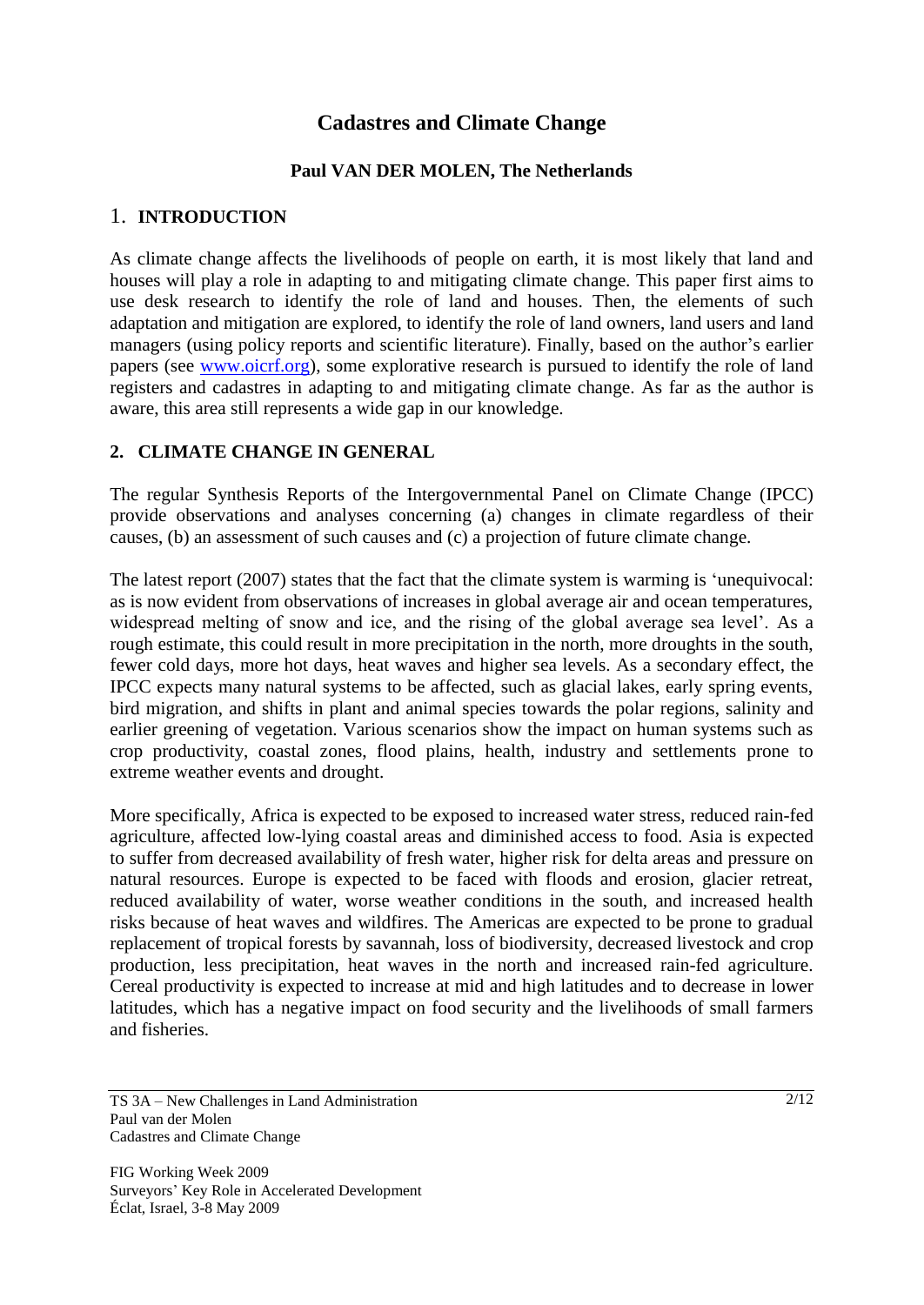# Cadastres and Climate Change

**Paul VAN DER MOLEN, The Netherlands**

## 1. INTRODUCTION

As climate change affects the livelihoods of people on earth, it is most likely that land and houses will play a role in adapting to and mitigating climate change. This paper first aims to use desk research to identify the role of land and houses. Then, the elements of such adaptation and mitigation are explored, to identify the role of land owners, land users and land managers (using policy reports and scientific literature). Finally, based on the author's earlier papers (see www.oicrf.org), some explorative research is pursued to identify the role of land registers and cadastres in adapting to and mitigating climate change. As far as the author is aware, this area still represents a wide gap in our knowledge.

## 2. CLIMATE CHANGE IN GENERAL

The regular Synthesis Reports of the Intergovernmental Panel on Climate Change (IPCC) provide observations and analyses concerning (a) changes in climate regardless of their causes, (b) an assessment of such causes and (c) a projection of future climate change.

The latest report (2007) states that the fact that the climate system is warming is 'unequivocal: as is now evident from observations of increases in global average air and ocean temperatures, widespread melting of snow and ice, and the rising of the global average sea level'. As a rough estimate, this could result in more precipitation in the north, more droughts in the south, fewer cold days, more hot days, heat waves and higher sea levels. As a secondary effect, the IPCC expects many natural systems to be affected, such as glacial lakes, early spring events, bird migration, and shifts in plant and animal species towards the polar regions, salinity and earlier greening of vegetation. Various scenarios show the impact on human systems such as crop productivity, coastal zones, flood plains, health, industry and settlements prone to extreme weather events and drought.

More specifically, Africa is expected to be exposed to increased water stress, reduced rain-fed agriculture, affected low-lying coastal areas and diminished access to food. Asia is expected to suffer from decreased availability of fresh water, higher risk for delta areas and pressure on natural resources. Europe is expected to be faced with floods and erosion, glacier retreat, reduced availability of water, worse weather conditions in the south, and increased health risks because of heat waves and wildfires. The Americas are expected to be prone to gradual replacement of tropical forests by savannah, loss of biodiversity, decreased livestock and crop production, less precipitation, heat waves in the north and increased rain-fed agriculture. Cereal productivity is expected to increase at mid and high latitudes and to decrease in lower latitudes, which has a negative impact on food security and the livelihoods of small farmers and fisheries.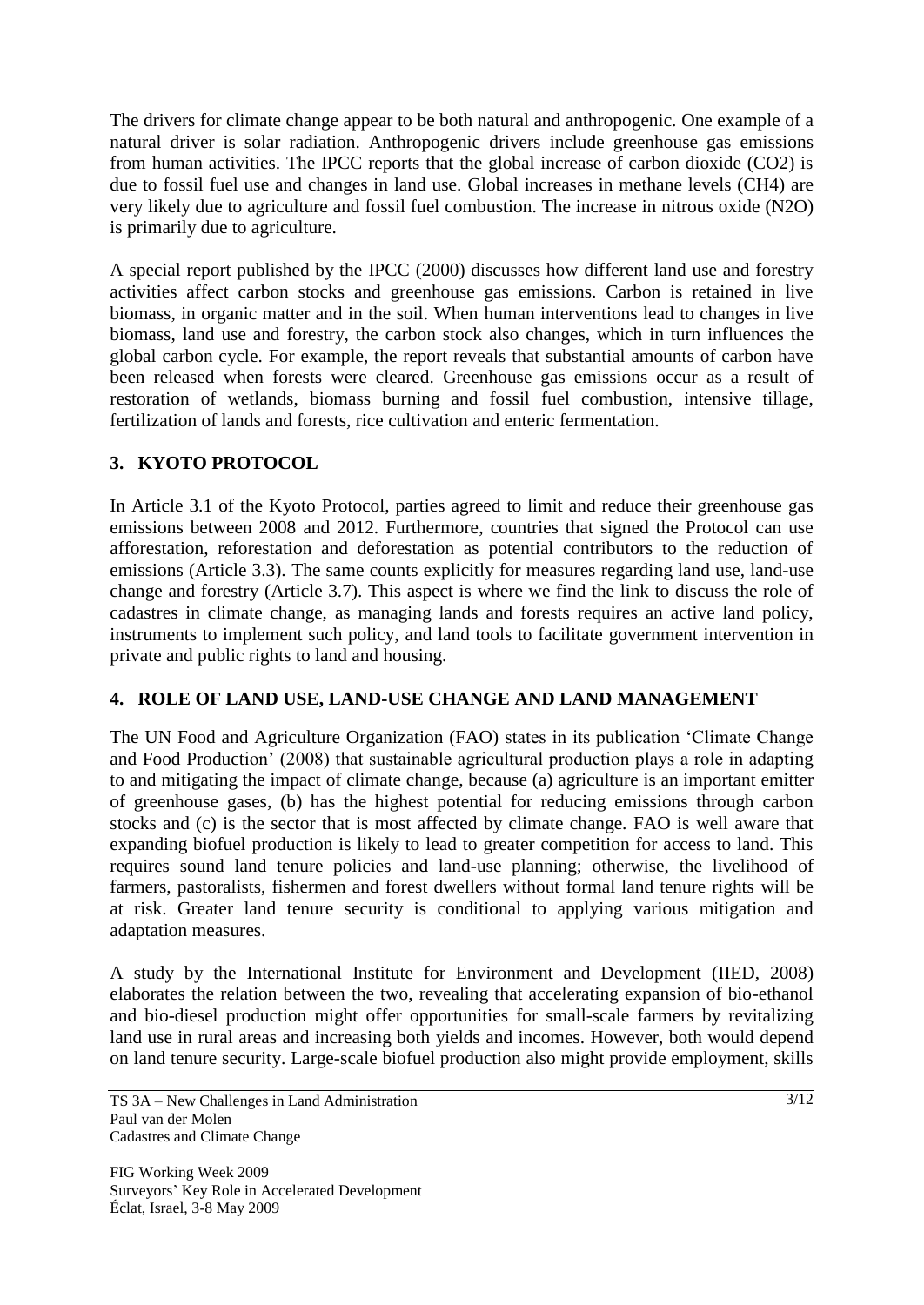The drivers for climate change appear to be both natural and anthropogenic. One example of a natural driver is solar radiation. Anthropogenic drivers include greenhouse gas emissions from human activities. The IPCC reports that the global increase of carbon dioxide ($CO_2$) is due to fossil fuel use and changes in land use. Global increases in methane levels ($CH_4$) are very likely due to agriculture and fossil fuel combustion. The increase in nitrous oxide ($N_2O$) is primarily due to agriculture.

A special report published by the IPCC (2000) discusses how different land use and forestry activities affect carbon stocks and greenhouse gas emissions. Carbon is retained in live biomass, in organic matter and in the soil. When human interventions lead to changes in live biomass, land use and forestry, the carbon stock also changes, which in turn influences the global carbon cycle. For example, the report reveals that substantial amounts of carbon have been released when forests were cleared. Greenhouse gas emissions occur as a result of restoration of wetlands, biomass burning and fossil fuel combustion, intensive tillage, fertilization of lands and forests, rice cultivation and enteric fermentation.

## 3. KYOTO PROTOCOL

In Article 3.1 of the Kyoto Protocol, parties agreed to limit and reduce their greenhouse gas emissions between 2008 and 2012. Furthermore, countries that signed the Protocol can use afforestation, reforestation and deforestation as potential contributors to the reduction of emissions (Article 3.3). The same counts explicitly for measures regarding land use, land-use change and forestry (Article 3.7). This aspect is where we find the link to discuss the role of cadastres in climate change, as managing lands and forests requires an active land policy, instruments to implement such policy, and land tools to facilitate government intervention in private and public rights to land and housing.

## 4. ROLE OF LAND USE, LAND-USE CHANGE AND LAND MANAGEMENT

The UN Food and Agriculture Organization (FAO) states in its publication 'Climate Change and Food Production' (2008) that sustainable agricultural production plays a role in adapting to and mitigating the impact of climate change, because (a) agriculture is an important emitter of greenhouse gases, (b) has the highest potential for reducing emissions through carbon stocks and (c) is the sector that is most affected by climate change. FAO is well aware that expanding biofuel production is likely to lead to greater competition for access to land. This requires sound land tenure policies and land-use planning; otherwise, the livelihood of farmers, pastoralists, fishermen and forest dwellers without formal land tenure rights will be at risk. Greater land tenure security is conditional to applying various mitigation and adaptation measures.

A study by the International Institute for Environment and Development (IIED, 2008) elaborates the relation between the two, revealing that accelerating expansion of bio-ethanol and bio-diesel production might offer opportunities for small-scale farmers by revitalizing land use in rural areas and increasing both yields and incomes. However, both would depend on land tenure security. Large-scale biofuel production also might provide employment, skills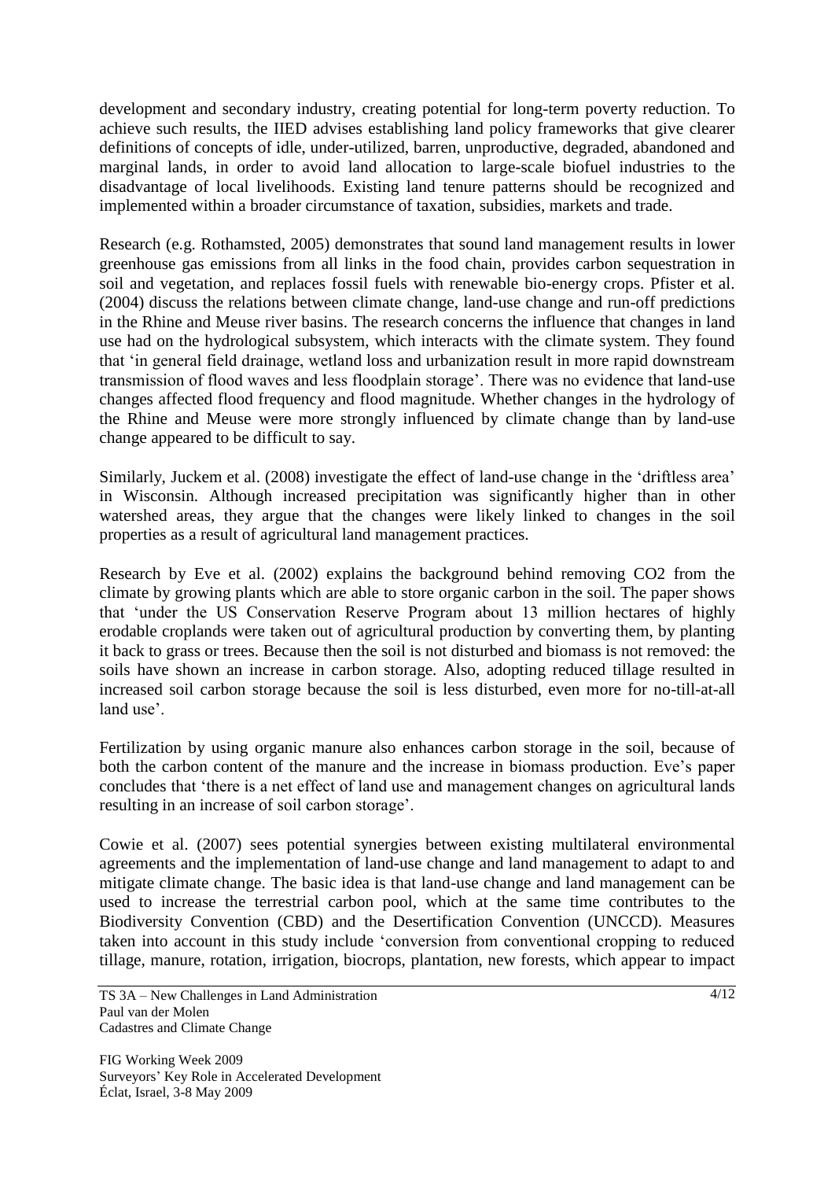development and secondary industry, creating potential for long-term poverty reduction. To achieve such results, the IIED advises establishing land policy frameworks that give clearer definitions of concepts of idle, under-utilized, barren, unproductive, degraded, abandoned and marginal lands, in order to avoid land allocation to large-scale biofuel industries to the disadvantage of local livelihoods. Existing land tenure patterns should be recognized and implemented within a broader circumstance of taxation, subsidies, markets and trade.

Research (e.g. Rothamsted, 2005) demonstrates that sound land management results in lower greenhouse gas emissions from all links in the food chain, provides carbon sequestration in soil and vegetation, and replaces fossil fuels with renewable bio-energy crops. Pfister et al. (2004) discuss the relations between climate change, land-use change and run-off predictions in the Rhine and Meuse river basins. The research concerns the influence that changes in land use had on the hydrological subsystem, which interacts with the climate system. They found that 'in general field drainage, wetland loss and urbanization result in more rapid downstream transmission of flood waves and less floodplain storage'. There was no evidence that land-use changes affected flood frequency and flood magnitude. Whether changes in the hydrology of the Rhine and Meuse were more strongly influenced by climate change than by land-use change appeared to be difficult to say.

Similarly, Juckem et al. (2008) investigate the effect of land-use change in the 'driftless area' in Wisconsin. Although increased precipitation was significantly higher than in other watershed areas, they argue that the changes were likely linked to changes in the soil properties as a result of agricultural land management practices.

Research by Eve et al. (2002) explains the background behind removing $CO_2$ from the climate by growing plants which are able to store organic carbon in the soil. The paper shows that 'under the US Conservation Reserve Program about 13 million hectares of highly erodable croplands were taken out of agricultural production by converting them, by planting it back to grass or trees. Because then the soil is not disturbed and biomass is not removed: the soils have shown an increase in carbon storage. Also, adopting reduced tillage resulted in increased soil carbon storage because the soil is less disturbed, even more for no-till-at-all land use'.

Fertilization by using organic manure also enhances carbon storage in the soil, because of both the carbon content of the manure and the increase in biomass production. Eve's paper concludes that 'there is a net effect of land use and management changes on agricultural lands resulting in an increase of soil carbon storage'.

Cowie et al. (2007) sees potential synergies between existing multilateral environmental agreements and the implementation of land-use change and land management to adapt to and mitigate climate change. The basic idea is that land-use change and land management can be used to increase the terrestrial carbon pool, which at the same time contributes to the Biodiversity Convention (CBD) and the Desertification Convention (UNCCD). Measures taken into account in this study include 'conversion from conventional cropping to reduced tillage, manure, rotation, irrigation, biocrops, plantation, new forests, which appear to impact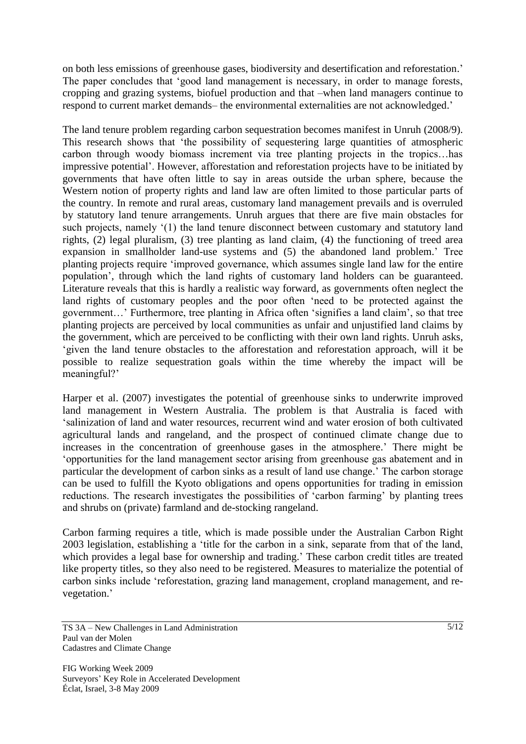on both less emissions of greenhouse gases, biodiversity and desertification and reforestation.' The paper concludes that 'good land management is necessary, in order to manage forests, cropping and grazing systems, biofuel production and that –when land managers continue to respond to current market demands– the environmental externalities are not acknowledged.'

The land tenure problem regarding carbon sequestration becomes manifest in Unruh (2008/9). This research shows that 'the possibility of sequestering large quantities of atmospheric carbon through woody biomass increment via tree planting projects in the tropics…has impressive potential'. However, afforestation and reforestation projects have to be initiated by governments that have often little to say in areas outside the urban sphere, because the Western notion of property rights and land law are often limited to those particular parts of the country. In remote and rural areas, customary land management prevails and is overruled by statutory land tenure arrangements. Unruh argues that there are five main obstacles for such projects, namely '(1) the land tenure disconnect between customary and statutory land rights, (2) legal pluralism, (3) tree planting as land claim, (4) the functioning of treed area expansion in smallholder land-use systems and (5) the abandoned land problem.' Tree planting projects require 'improved governance, which assumes single land law for the entire population', through which the land rights of customary land holders can be guaranteed. Literature reveals that this is hardly a realistic way forward, as governments often neglect the land rights of customary peoples and the poor often 'need to be protected against the government…' Furthermore, tree planting in Africa often 'signifies a land claim', so that tree planting projects are perceived by local communities as unfair and unjustified land claims by the government, which are perceived to be conflicting with their own land rights. Unruh asks, 'given the land tenure obstacles to the afforestation and reforestation approach, will it be possible to realize sequestration goals within the time whereby the impact will be meaningful?'

Harper et al. (2007) investigates the potential of greenhouse sinks to underwrite improved land management in Western Australia. The problem is that Australia is faced with 'salinization of land and water resources, recurrent wind and water erosion of both cultivated agricultural lands and rangeland, and the prospect of continued climate change due to increases in the concentration of greenhouse gases in the atmosphere.' There might be 'opportunities for the land management sector arising from greenhouse gas abatement and in particular the development of carbon sinks as a result of land use change.' The carbon storage can be used to fulfill the Kyoto obligations and opens opportunities for trading in emission reductions. The research investigates the possibilities of 'carbon farming' by planting trees and shrubs on (private) farmland and de-stocking rangeland.

Carbon farming requires a title, which is made possible under the Australian Carbon Right 2003 legislation, establishing a 'title for the carbon in a sink, separate from that of the land, which provides a legal base for ownership and trading.' These carbon credit titles are treated like property titles, so they also need to be registered. Measures to materialize the potential of carbon sinks include 'reforestation, grazing land management, cropland management, and re-vegetation.'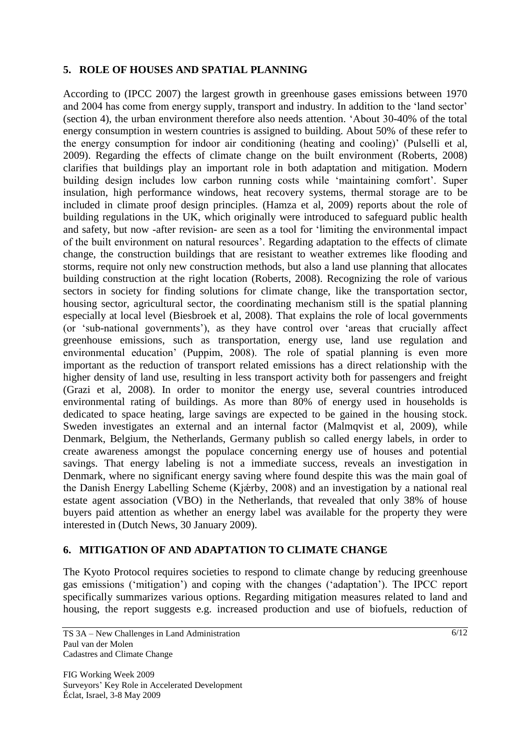## 5. ROLE OF HOUSES AND SPATIAL PLANNING

According to (IPCC 2007) the largest growth in greenhouse gases emissions between 1970 and 2004 has come from energy supply, transport and industry. In addition to the 'land sector' (section 4), the urban environment therefore also needs attention. 'About 30-40% of the total energy consumption in western countries is assigned to building. About 50% of these refer to the energy consumption for indoor air conditioning (heating and cooling)' (Pulselli et al, 2009). Regarding the effects of climate change on the built environment (Roberts, 2008) clarifies that buildings play an important role in both adaptation and mitigation. Modern building design includes low carbon running costs while 'maintaining comfort'. Super insulation, high performance windows, heat recovery systems, thermal storage are to be included in climate proof design principles. (Hamza et al, 2009) reports about the role of building regulations in the UK, which originally were introduced to safeguard public health and safety, but now -after revision- are seen as a tool for 'limiting the environmental impact of the built environment on natural resources'. Regarding adaptation to the effects of climate change, the construction buildings that are resistant to weather extremes like flooding and storms, require not only new construction methods, but also a land use planning that allocates building construction at the right location (Roberts, 2008). Recognizing the role of various sectors in society for finding solutions for climate change, like the transportation sector, housing sector, agricultural sector, the coordinating mechanism still is the spatial planning especially at local level (Biesbroek et al, 2008). That explains the role of local governments (or 'sub-national governments'), as they have control over 'areas that crucially affect greenhouse emissions, such as transportation, energy use, land use regulation and environmental education' (Puppim, 2008). The role of spatial planning is even more important as the reduction of transport related emissions has a direct relationship with the higher density of land use, resulting in less transport activity both for passengers and freight (Grazi et al, 2008). In order to monitor the energy use, several countries introduced environmental rating of buildings. As more than 80% of energy used in households is dedicated to space heating, large savings are expected to be gained in the housing stock. Sweden investigates an external and an internal factor (Malmqvist et al, 2009), while Denmark, Belgium, the Netherlands, Germany publish so called energy labels, in order to create awareness amongst the populace concerning energy use of houses and potential savings. That energy labeling is not a immediate success, reveals an investigation in Denmark, where no significant energy saving where found despite this was the main goal of the Danish Energy Labelling Scheme (Kjǽrby, 2008) and an investigation by a national real estate agent association (VBO) in the Netherlands, that revealed that only 38% of house buyers paid attention as whether an energy label was available for the property they were interested in (Dutch News, 30 January 2009).

## 6. MITIGATION OF AND ADAPTATION TO CLIMATE CHANGE

The Kyoto Protocol requires societies to respond to climate change by reducing greenhouse gas emissions ('mitigation') and coping with the changes ('adaptation'). The IPCC report specifically summarizes various options. Regarding mitigation measures related to land and housing, the report suggests e.g. increased production and use of biofuels, reduction of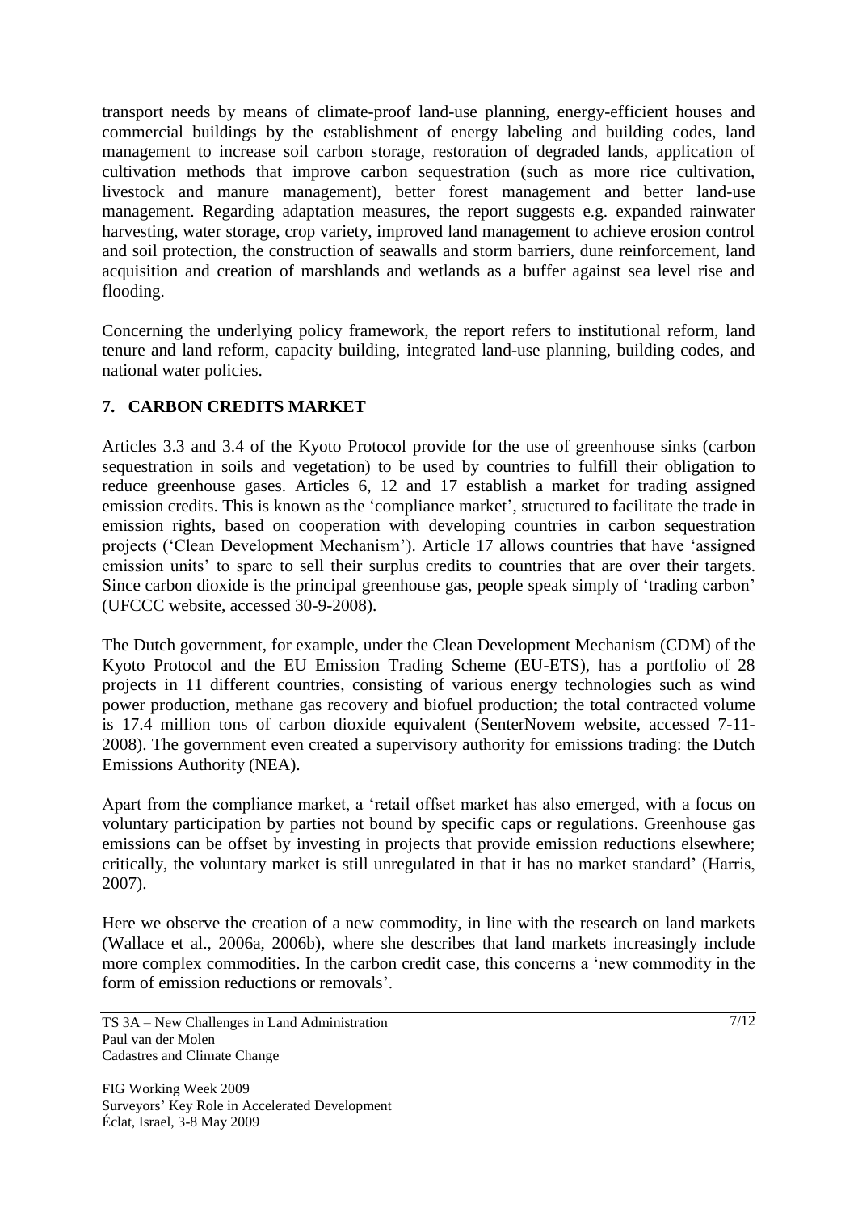transport needs by means of climate-proof land-use planning, energy-efficient houses and commercial buildings by the establishment of energy labeling and building codes, land management to increase soil carbon storage, restoration of degraded lands, application of cultivation methods that improve carbon sequestration (such as more rice cultivation, livestock and manure management), better forest management and better land-use management. Regarding adaptation measures, the report suggests e.g. expanded rainwater harvesting, water storage, crop variety, improved land management to achieve erosion control and soil protection, the construction of seawalls and storm barriers, dune reinforcement, land acquisition and creation of marshlands and wetlands as a buffer against sea level rise and flooding.

Concerning the underlying policy framework, the report refers to institutional reform, land tenure and land reform, capacity building, integrated land-use planning, building codes, and national water policies.

## 7. CARBON CREDITS MARKET

Articles 3.3 and 3.4 of the Kyoto Protocol provide for the use of greenhouse sinks (carbon sequestration in soils and vegetation) to be used by countries to fulfill their obligation to reduce greenhouse gases. Articles 6, 12 and 17 establish a market for trading assigned emission credits. This is known as the 'compliance market', structured to facilitate the trade in emission rights, based on cooperation with developing countries in carbon sequestration projects ('Clean Development Mechanism'). Article 17 allows countries that have 'assigned emission units' to spare to sell their surplus credits to countries that are over their targets. Since carbon dioxide is the principal greenhouse gas, people speak simply of 'trading carbon' (UFCCC website, accessed 30-9-2008).

The Dutch government, for example, under the Clean Development Mechanism (CDM) of the Kyoto Protocol and the EU Emission Trading Scheme (EU-ETS), has a portfolio of 28 projects in 11 different countries, consisting of various energy technologies such as wind power production, methane gas recovery and biofuel production; the total contracted volume is 17.4 million tons of carbon dioxide equivalent (SenterNovem website, accessed 7-11-2008). The government even created a supervisory authority for emissions trading: the Dutch Emissions Authority (NEA).

Apart from the compliance market, a 'retail offset market has also emerged, with a focus on voluntary participation by parties not bound by specific caps or regulations. Greenhouse gas emissions can be offset by investing in projects that provide emission reductions elsewhere; critically, the voluntary market is still unregulated in that it has no market standard' (Harris, 2007).

Here we observe the creation of a new commodity, in line with the research on land markets (Wallace et al., 2006a, 2006b), where she describes that land markets increasingly include more complex commodities. In the carbon credit case, this concerns a 'new commodity in the form of emission reductions or removals'.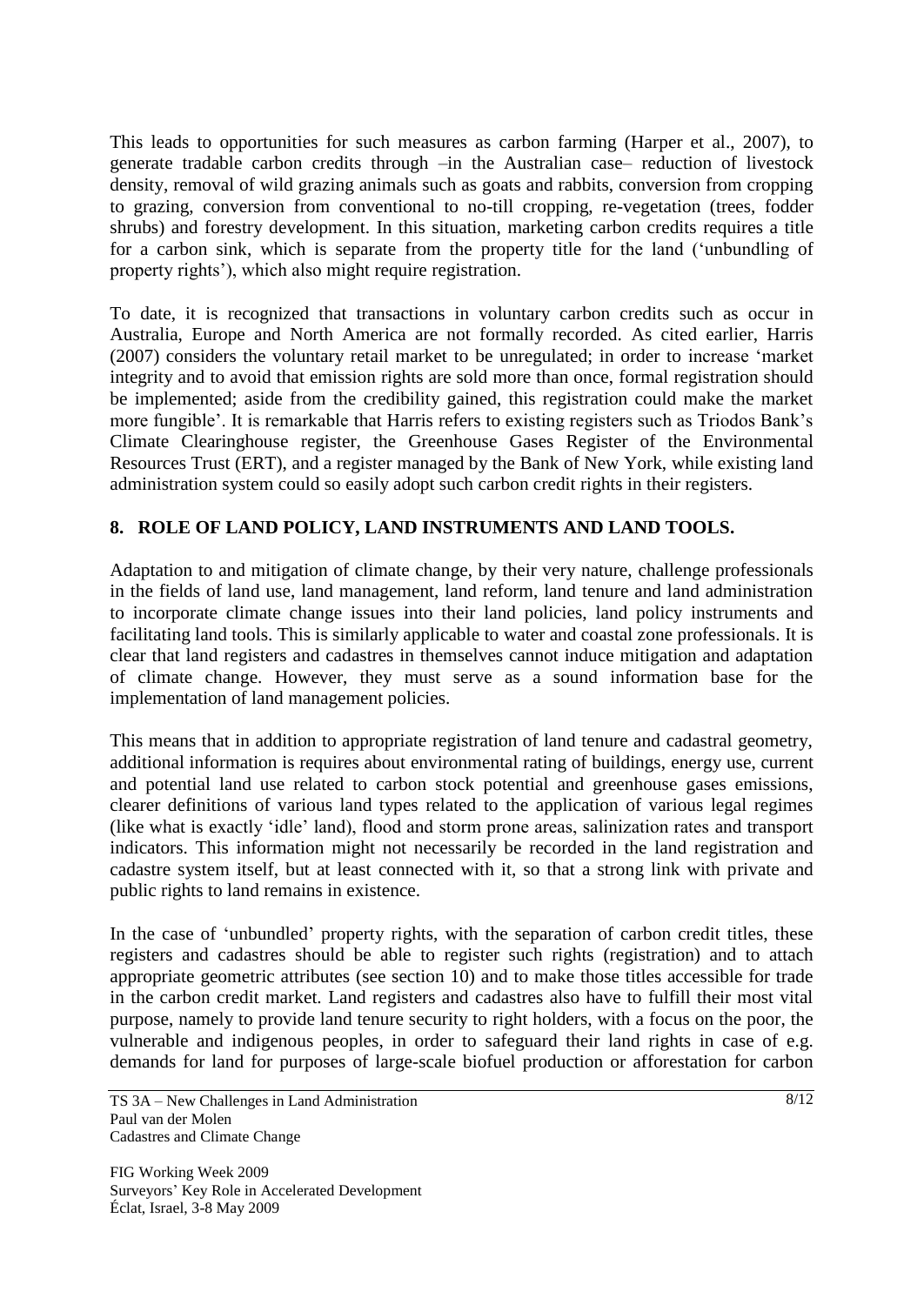This leads to opportunities for such measures as carbon farming (Harper et al., 2007), to generate tradable carbon credits through –in the Australian case– reduction of livestock density, removal of wild grazing animals such as goats and rabbits, conversion from cropping to grazing, conversion from conventional to no-till cropping, re-vegetation (trees, fodder shrubs) and forestry development. In this situation, marketing carbon credits requires a title for a carbon sink, which is separate from the property title for the land ('unbundling of property rights'), which also might require registration.

To date, it is recognized that transactions in voluntary carbon credits such as occur in Australia, Europe and North America are not formally recorded. As cited earlier, Harris (2007) considers the voluntary retail market to be unregulated; in order to increase 'market integrity and to avoid that emission rights are sold more than once, formal registration should be implemented; aside from the credibility gained, this registration could make the market more fungible'. It is remarkable that Harris refers to existing registers such as Triodos Bank's Climate Clearinghouse register, the Greenhouse Gases Register of the Environmental Resources Trust (ERT), and a register managed by the Bank of New York, while existing land administration system could so easily adopt such carbon credit rights in their registers.

## 8. ROLE OF LAND POLICY, LAND INSTRUMENTS AND LAND TOOLS.

Adaptation to and mitigation of climate change, by their very nature, challenge professionals in the fields of land use, land management, land reform, land tenure and land administration to incorporate climate change issues into their land policies, land policy instruments and facilitating land tools. This is similarly applicable to water and coastal zone professionals. It is clear that land registers and cadastres in themselves cannot induce mitigation and adaptation of climate change. However, they must serve as a sound information base for the implementation of land management policies.

This means that in addition to appropriate registration of land tenure and cadastral geometry, additional information is requires about environmental rating of buildings, energy use, current and potential land use related to carbon stock potential and greenhouse gases emissions, clearer definitions of various land types related to the application of various legal regimes (like what is exactly 'idle' land), flood and storm prone areas, salinization rates and transport indicators. This information might not necessarily be recorded in the land registration and cadastre system itself, but at least connected with it, so that a strong link with private and public rights to land remains in existence.

In the case of 'unbundled' property rights, with the separation of carbon credit titles, these registers and cadastres should be able to register such rights (registration) and to attach appropriate geometric attributes (see section 10) and to make those titles accessible for trade in the carbon credit market. Land registers and cadastres also have to fulfill their most vital purpose, namely to provide land tenure security to right holders, with a focus on the poor, the vulnerable and indigenous peoples, in order to safeguard their land rights in case of e.g. demands for land for purposes of large-scale biofuel production or afforestation for carbon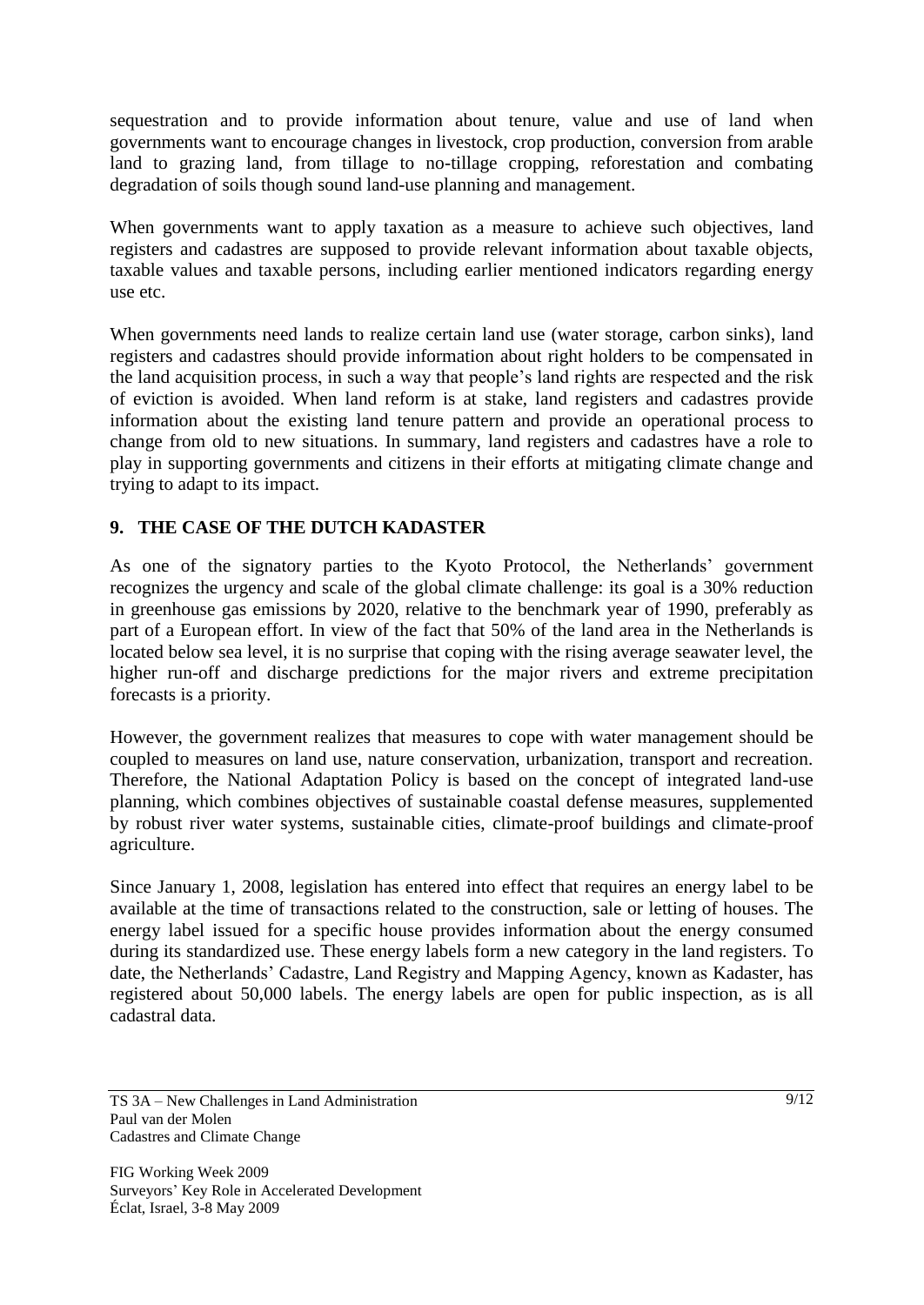sequestration and to provide information about tenure, value and use of land when governments want to encourage changes in livestock, crop production, conversion from arable land to grazing land, from tillage to no-tillage cropping, reforestation and combating degradation of soils though sound land-use planning and management.

When governments want to apply taxation as a measure to achieve such objectives, land registers and cadastres are supposed to provide relevant information about taxable objects, taxable values and taxable persons, including earlier mentioned indicators regarding energy use etc.

When governments need lands to realize certain land use (water storage, carbon sinks), land registers and cadastres should provide information about right holders to be compensated in the land acquisition process, in such a way that people's land rights are respected and the risk of eviction is avoided. When land reform is at stake, land registers and cadastres provide information about the existing land tenure pattern and provide an operational process to change from old to new situations. In summary, land registers and cadastres have a role to play in supporting governments and citizens in their efforts at mitigating climate change and trying to adapt to its impact.

## 9. THE CASE OF THE DUTCH KADASTER

As one of the signatory parties to the Kyoto Protocol, the Netherlands' government recognizes the urgency and scale of the global climate challenge: its goal is a 30% reduction in greenhouse gas emissions by 2020, relative to the benchmark year of 1990, preferably as part of a European effort. In view of the fact that 50% of the land area in the Netherlands is located below sea level, it is no surprise that coping with the rising average seawater level, the higher run-off and discharge predictions for the major rivers and extreme precipitation forecasts is a priority.

However, the government realizes that measures to cope with water management should be coupled to measures on land use, nature conservation, urbanization, transport and recreation. Therefore, the National Adaptation Policy is based on the concept of integrated land-use planning, which combines objectives of sustainable coastal defense measures, supplemented by robust river water systems, sustainable cities, climate-proof buildings and climate-proof agriculture.

Since January 1, 2008, legislation has entered into effect that requires an energy label to be available at the time of transactions related to the construction, sale or letting of houses. The energy label issued for a specific house provides information about the energy consumed during its standardized use. These energy labels form a new category in the land registers. To date, the Netherlands' Cadastre, Land Registry and Mapping Agency, known as Kadaster, has registered about 50,000 labels. The energy labels are open for public inspection, as is all cadastral data.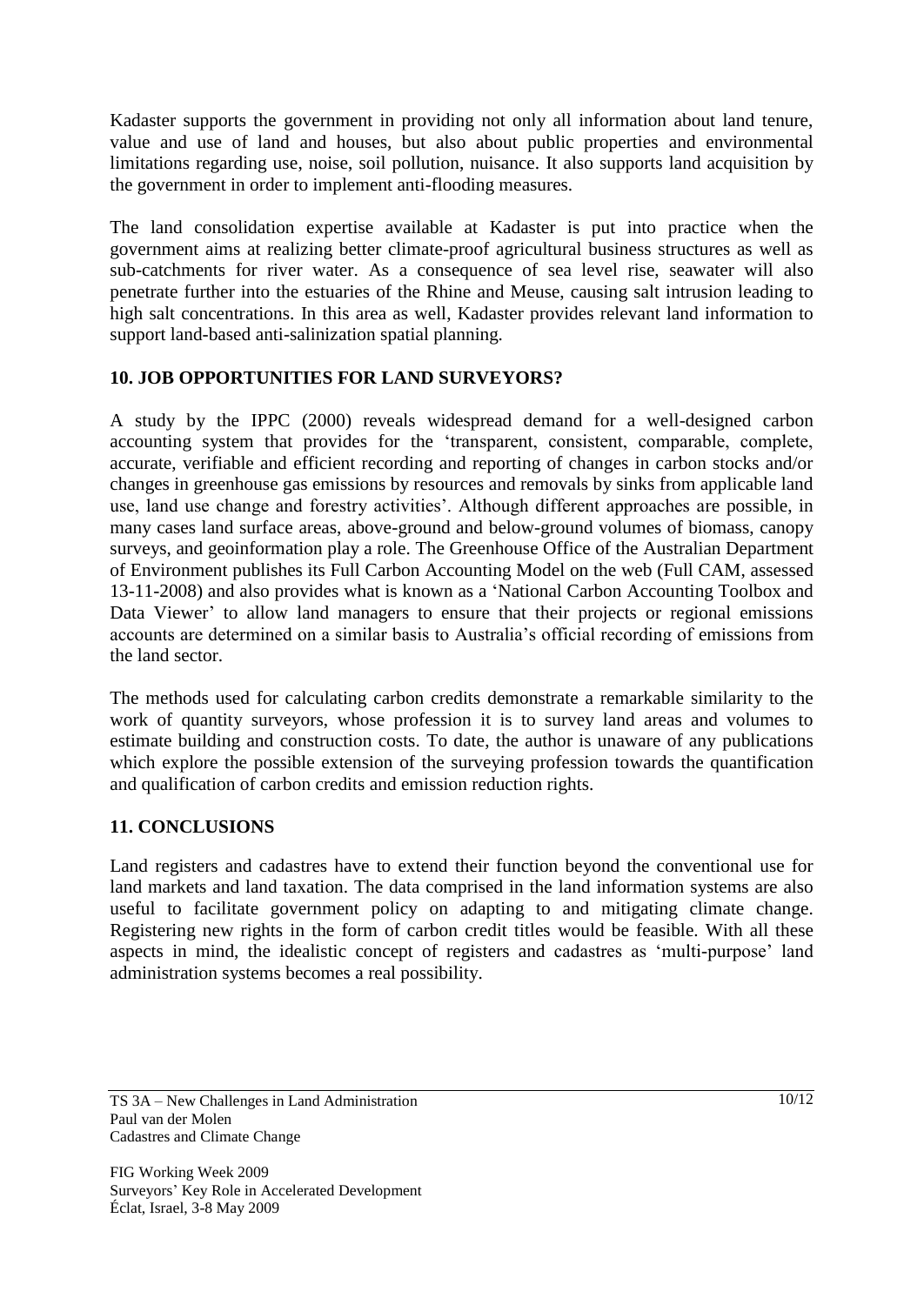Kadaster supports the government in providing not only all information about land tenure, value and use of land and houses, but also about public properties and environmental limitations regarding use, noise, soil pollution, nuisance. It also supports land acquisition by the government in order to implement anti-flooding measures.

The land consolidation expertise available at Kadaster is put into practice when the government aims at realizing better climate-proof agricultural business structures as well as sub-catchments for river water. As a consequence of sea level rise, seawater will also penetrate further into the estuaries of the Rhine and Meuse, causing salt intrusion leading to high salt concentrations. In this area as well, Kadaster provides relevant land information to support land-based anti-salinization spatial planning.

## 10. JOB OPPORTUNITIES FOR LAND SURVEYORS?

A study by the IPPC (2000) reveals widespread demand for a well-designed carbon accounting system that provides for the 'transparent, consistent, comparable, complete, accurate, verifiable and efficient recording and reporting of changes in carbon stocks and/or changes in greenhouse gas emissions by resources and removals by sinks from applicable land use, land use change and forestry activities'. Although different approaches are possible, in many cases land surface areas, above-ground and below-ground volumes of biomass, canopy surveys, and geoinformation play a role. The Greenhouse Office of the Australian Department of Environment publishes its Full Carbon Accounting Model on the web (Full CAM, assessed 13-11-2008) and also provides what is known as a 'National Carbon Accounting Toolbox and Data Viewer' to allow land managers to ensure that their projects or regional emissions accounts are determined on a similar basis to Australia's official recording of emissions from the land sector.

The methods used for calculating carbon credits demonstrate a remarkable similarity to the work of quantity surveyors, whose profession it is to survey land areas and volumes to estimate building and construction costs. To date, the author is unaware of any publications which explore the possible extension of the surveying profession towards the quantification and qualification of carbon credits and emission reduction rights.

## 11. CONCLUSIONS

Land registers and cadastres have to extend their function beyond the conventional use for land markets and land taxation. The data comprised in the land information systems are also useful to facilitate government policy on adapting to and mitigating climate change. Registering new rights in the form of carbon credit titles would be feasible. With all these aspects in mind, the idealistic concept of registers and cadastres as 'multi-purpose' land administration systems becomes a real possibility.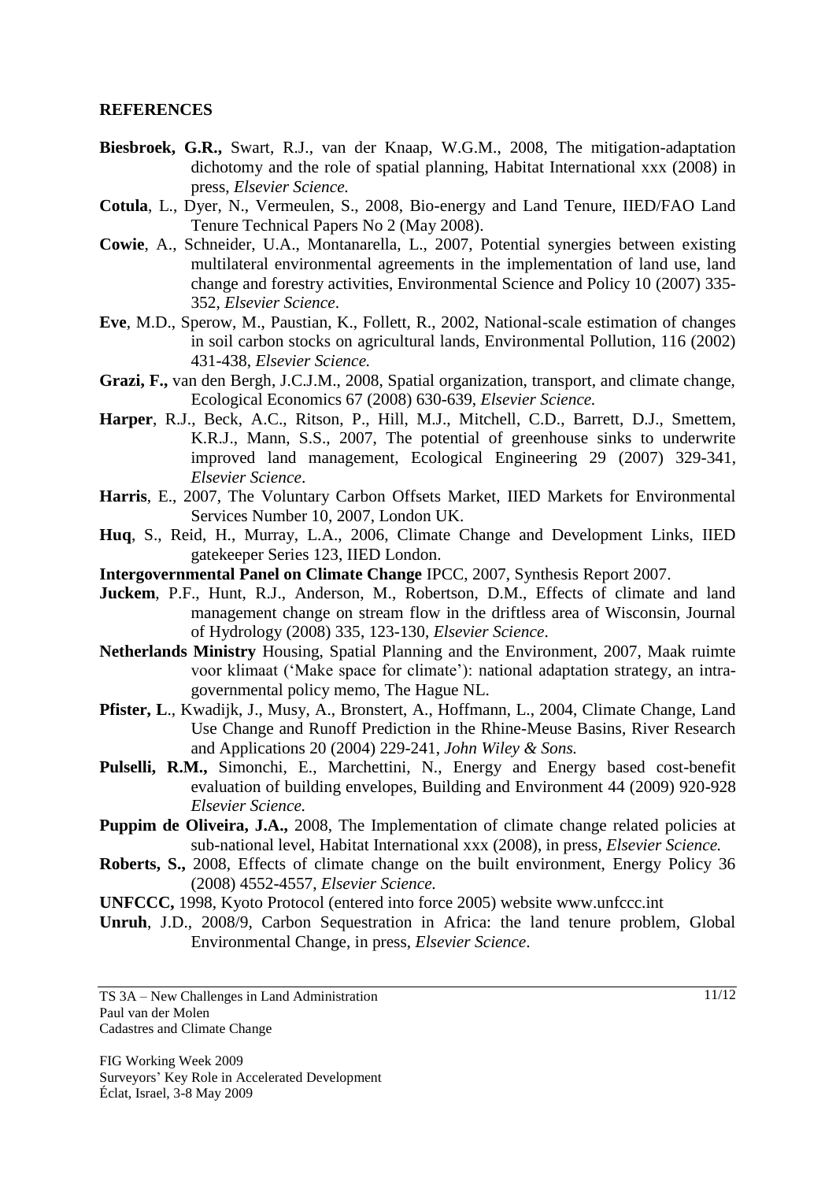## REFERENCES

**Biesbroek, G.R.,** Swart, R.J., van der Knaap, W.G.M., 2008, The mitigation-adaptation dichotomy and the role of spatial planning, Habitat International xxx (2008) in press, *Elsevier Science.*

**Cotula**, L., Dyer, N., Vermeulen, S., 2008, Bio-energy and Land Tenure, IIED/FAO Land Tenure Technical Papers No 2 (May 2008).

**Cowie**, A., Schneider, U.A., Montanarella, L., 2007, Potential synergies between existing multilateral environmental agreements in the implementation of land use, land change and forestry activities, Environmental Science and Policy 10 (2007) 335-352, *Elsevier Science*.

**Eve**, M.D., Sperow, M., Paustian, K., Follett, R., 2002, National-scale estimation of changes in soil carbon stocks on agricultural lands, Environmental Pollution, 116 (2002) 431-438, *Elsevier Science.*

**Grazi, F.,** van den Bergh, J.C.J.M., 2008, Spatial organization, transport, and climate change, Ecological Economics 67 (2008) 630-639, *Elsevier Science.*

**Harper**, R.J., Beck, A.C., Ritson, P., Hill, M.J., Mitchell, C.D., Barrett, D.J., Smettem, K.R.J., Mann, S.S., 2007, The potential of greenhouse sinks to underwrite improved land management, Ecological Engineering 29 (2007) 329-341, *Elsevier Science*.

**Harris**, E., 2007, The Voluntary Carbon Offsets Market, IIED Markets for Environmental Services Number 10, 2007, London UK.

**Huq**, S., Reid, H., Murray, L.A., 2006, Climate Change and Development Links, IIED gatekeeper Series 123, IIED London.

**Intergovernmental Panel on Climate Change** IPCC, 2007, Synthesis Report 2007.

**Juckem**, P.F., Hunt, R.J., Anderson, M., Robertson, D.M., Effects of climate and land management change on stream flow in the driftless area of Wisconsin, Journal of Hydrology (2008) 335, 123-130, *Elsevier Science*.

**Netherlands Ministry** Housing, Spatial Planning and the Environment, 2007, Maak ruimte voor klimaat ('Make space for climate'): national adaptation strategy, an intra-governmental policy memo, The Hague NL.

**Pfister, L**., Kwadijk, J., Musy, A., Bronstert, A., Hoffmann, L., 2004, Climate Change, Land Use Change and Runoff Prediction in the Rhine-Meuse Basins, River Research and Applications 20 (2004) 229-241, *John Wiley & Sons.*

**Pulselli, R.M.,** Simonchi, E., Marchettini, N., Energy and Energy based cost-benefit evaluation of building envelopes, Building and Environment 44 (2009) 920-928 *Elsevier Science.*

**Puppim de Oliveira, J.A.,** 2008, The Implementation of climate change related policies at sub-national level, Habitat International xxx (2008), in press, *Elsevier Science.*

**Roberts, S.,** 2008, Effects of climate change on the built environment, Energy Policy 36 (2008) 4552-4557, *Elsevier Science.*

**UNFCCC,** 1998, Kyoto Protocol (entered into force 2005) website www.unfccc.int

**Unruh**, J.D., 2008/9, Carbon Sequestration in Africa: the land tenure problem, Global Environmental Change, in press, *Elsevier Science*.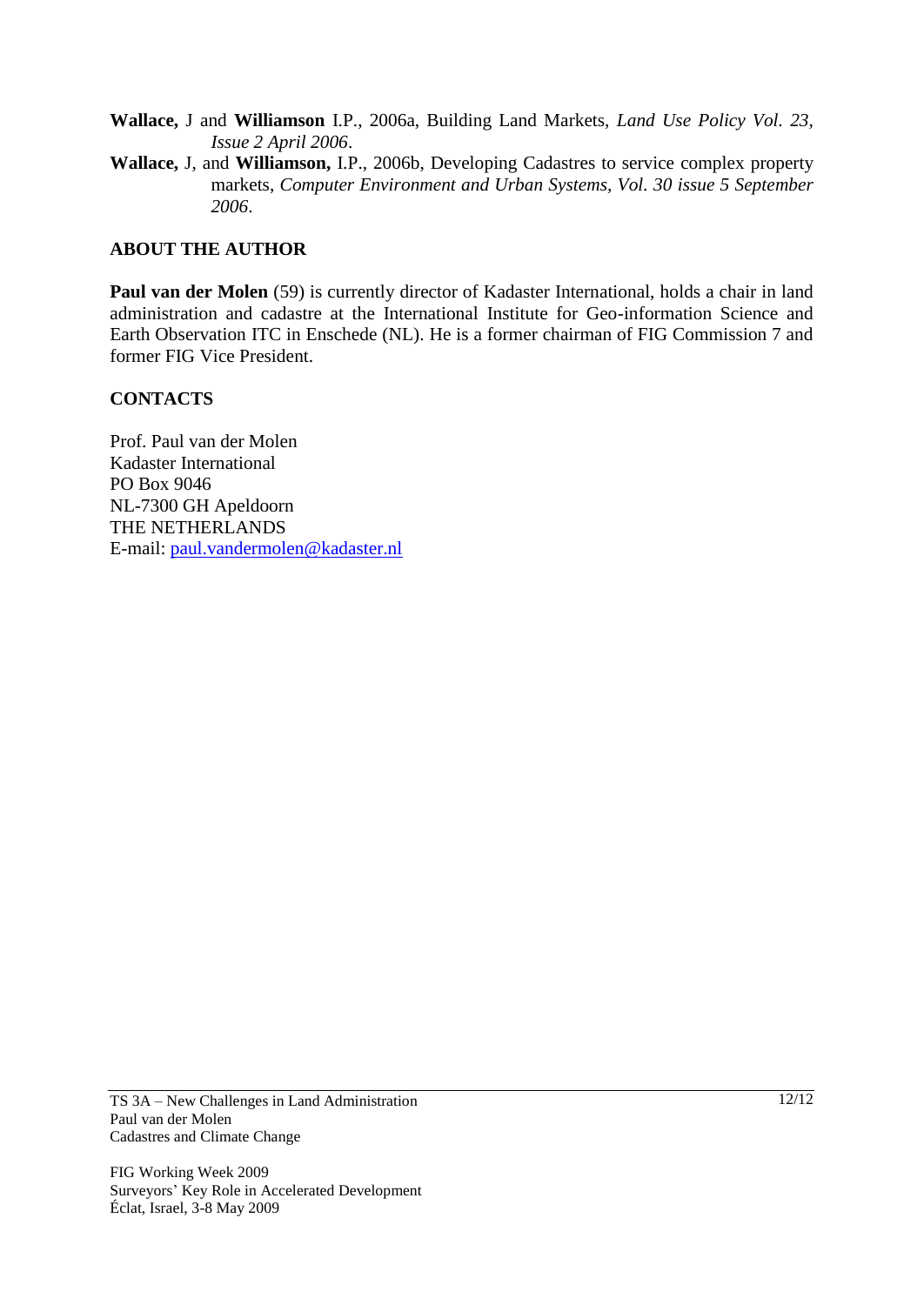**Wallace,** J and **Williamson** I.P., 2006a, Building Land Markets, *Land Use Policy Vol. 23, Issue 2 April 2006*.

**Wallace,** J, and **Williamson,** I.P., 2006b, Developing Cadastres to service complex property markets, *Computer Environment and Urban Systems, Vol. 30 issue 5 September 2006*.

## ABOUT THE AUTHOR

**Paul van der Molen** (59) is currently director of Kadaster International, holds a chair in land administration and cadastre at the International Institute for Geo-information Science and Earth Observation ITC in Enschede (NL). He is a former chairman of FIG Commission 7 and former FIG Vice President.

## CONTACTS

Prof. Paul van der Molen  
Kadaster International  
PO Box 9046  
NL-7300 GH Apeldoorn  
THE NETHERLANDS  
E-mail: paul.vandermolen@kadaster.nl